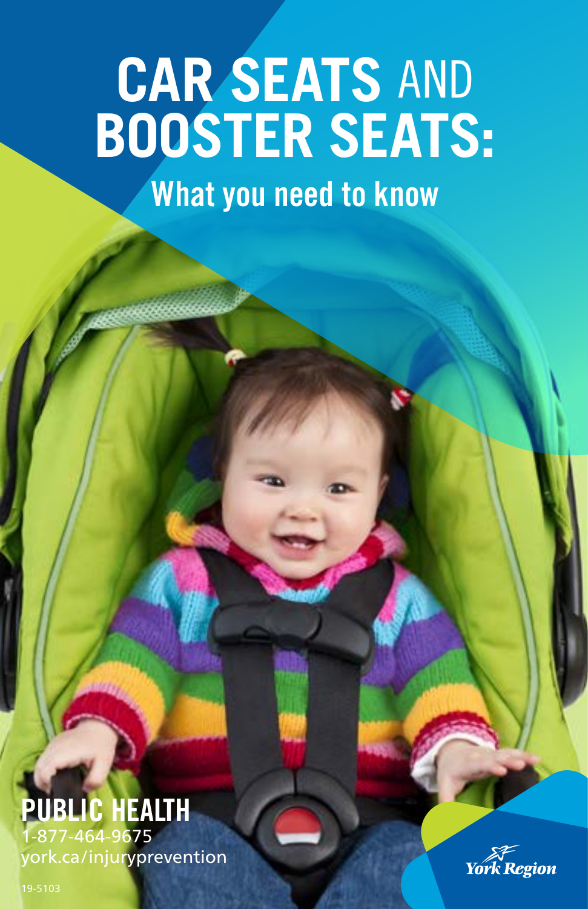# CAR SEATS AND BOOSTER SEATS:

## What you need to know

**PUBLIC HEALTH**
1-877-464-9675
york.ca/injuryprevention

19-5103

York Region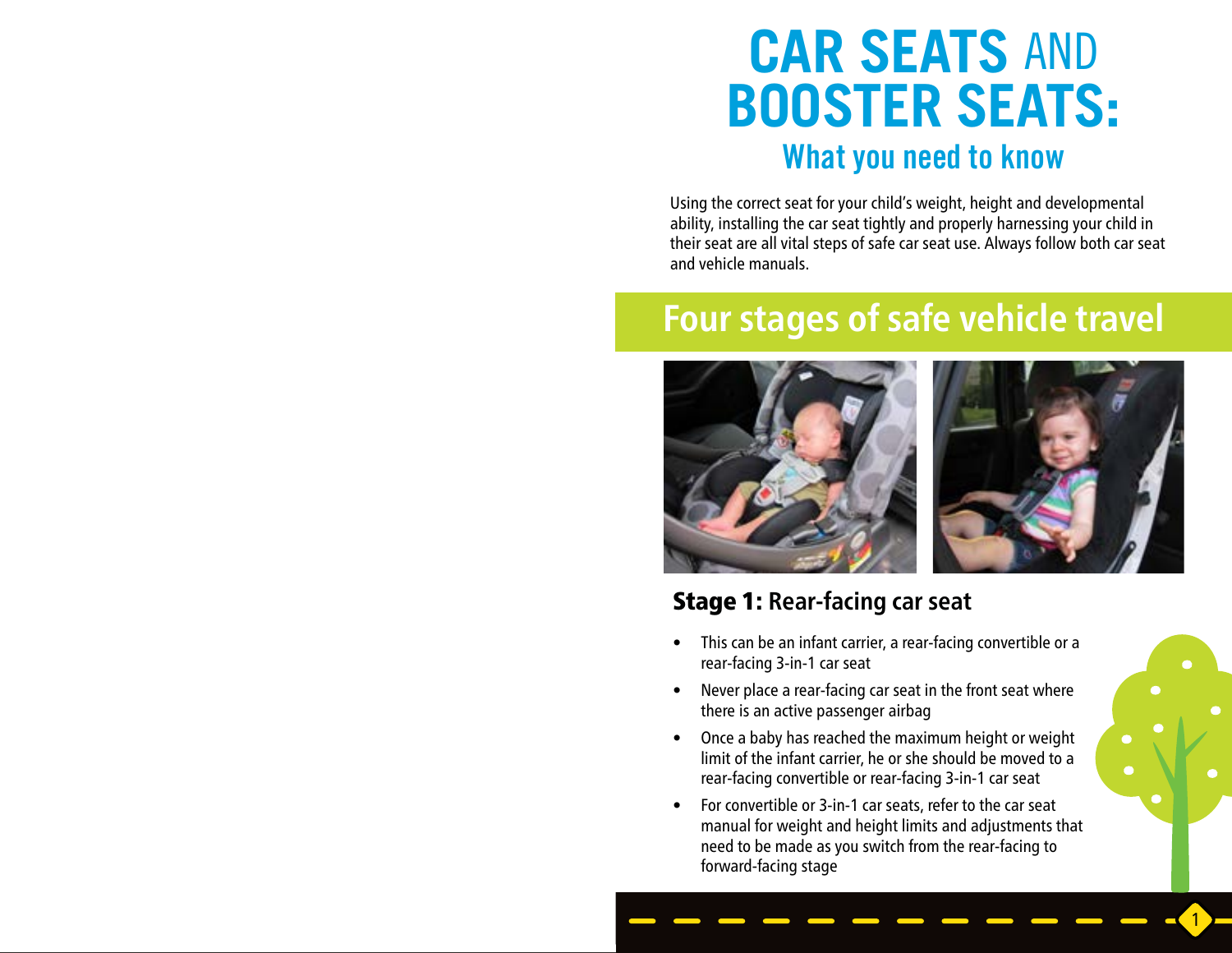# CAR SEATS AND BOOSTER SEATS:

## What you need to know

Using the correct seat for your child's weight, height and developmental ability, installing the car seat tightly and properly harnessing your child in their seat are all vital steps of safe car seat use. Always follow both car seat and vehicle manuals.

## Four stages of safe vehicle travel

### Stage 1: Rear-facing car seat

- This can be an infant carrier, a rear-facing convertible or a rear-facing 3-in-1 car seat
- Never place a rear-facing car seat in the front seat where there is an active passenger airbag
- Once a baby has reached the maximum height or weight limit of the infant carrier, he or she should be moved to a rear-facing convertible or rear-facing 3-in-1 car seat
- For convertible or 3-in-1 car seats, refer to the car seat manual for weight and height limits and adjustments that need to be made as you switch from the rear-facing to forward-facing stage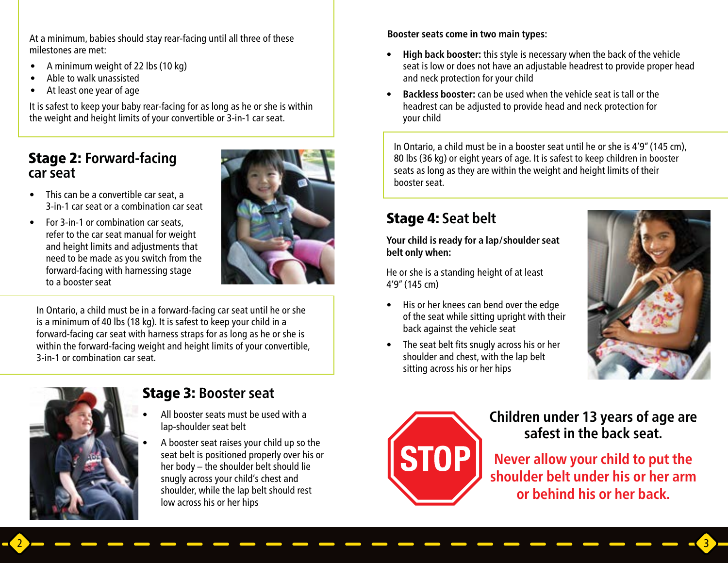At a minimum, babies should stay rear-facing until all three of these milestones are met:

- A minimum weight of 22 lbs (10 kg)
- Able to walk unassisted
- At least one year of age

It is safest to keep your baby rear-facing for as long as he or she is within the weight and height limits of your convertible or 3-in-1 car seat.

## **Stage 2:** Forward-facing car seat

- This can be a convertible car seat, a 3-in-1 car seat or a combination car seat
- For 3-in-1 or combination car seats, refer to the car seat manual for weight and height limits and adjustments that need to be made as you switch from the forward-facing with harnessing stage to a booster seat

In Ontario, a child must be in a forward-facing car seat until he or she is a minimum of 40 lbs (18 kg). It is safest to keep your child in a forward-facing car seat with harness straps for as long as he or she is within the forward-facing weight and height limits of your convertible, 3-in-1 or combination car seat.

## **Stage 3:** Booster seat

- All booster seats must be used with a lap-shoulder seat belt
- A booster seat raises your child up so the seat belt is positioned properly over his or her body – the shoulder belt should lie snugly across your child's chest and shoulder, while the lap belt should rest low across his or her hips

**Booster seats come in two main types:**

- **High back booster:** this style is necessary when the back of the vehicle seat is low or does not have an adjustable headrest to provide proper head and neck protection for your child
- **Backless booster:** can be used when the vehicle seat is tall or the headrest can be adjusted to provide head and neck protection for your child

In Ontario, a child must be in a booster seat until he or she is 4'9" (145 cm), 80 lbs (36 kg) or eight years of age. It is safest to keep children in booster seats as long as they are within the weight and height limits of their booster seat.

## **Stage 4:** Seat belt

**Your child is ready for a lap/shoulder seat belt only when:**

He or she is a standing height of at least 4'9" (145 cm)

- His or her knees can bend over the edge of the seat while sitting upright with their back against the vehicle seat
- The seat belt fits snugly across his or her shoulder and chest, with the lap belt sitting across his or her hips

STOP

**Children under 13 years of age are safest in the back seat.**

**Never allow your child to put the shoulder belt under his or her arm or behind his or her back.**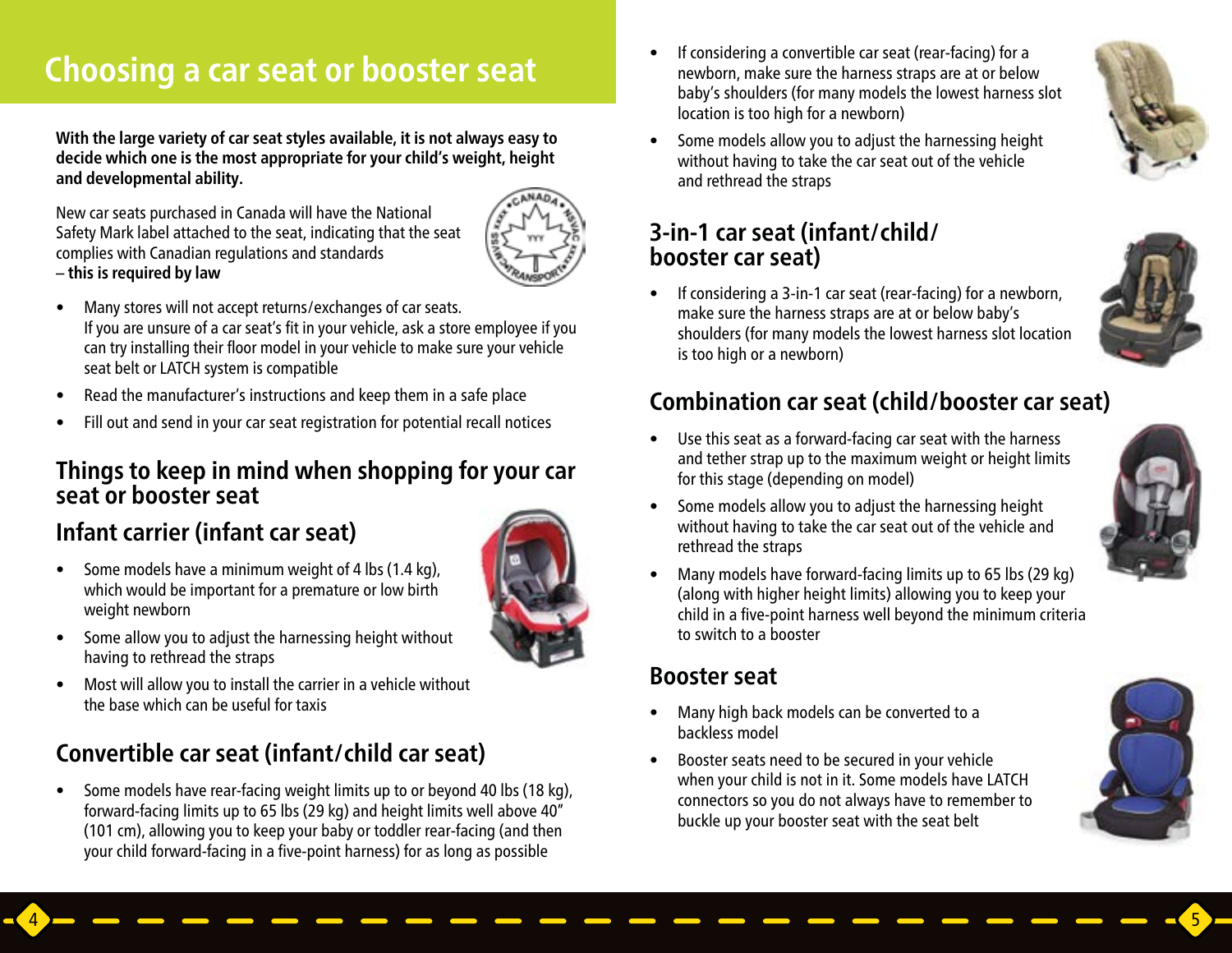# Choosing a car seat or booster seat

**With the large variety of car seat styles available, it is not always easy to decide which one is the most appropriate for your child's weight, height and developmental ability.**

New car seats purchased in Canada will have the National Safety Mark label attached to the seat, indicating that the seat complies with Canadian regulations and standards – **this is required by law**

- Many stores will not accept returns/exchanges of car seats. If you are unsure of a car seat's fit in your vehicle, ask a store employee if you can try installing their floor model in your vehicle to make sure your vehicle seat belt or LATCH system is compatible
- Read the manufacturer's instructions and keep them in a safe place
- Fill out and send in your car seat registration for potential recall notices

## Things to keep in mind when shopping for your car seat or booster seat

### Infant carrier (infant car seat)

- Some models have a minimum weight of 4 lbs (1.4 kg), which would be important for a premature or low birth weight newborn
- Some allow you to adjust the harnessing height without having to rethread the straps
- Most will allow you to install the carrier in a vehicle without the base which can be useful for taxis

### Convertible car seat (infant/child car seat)

- Some models have rear-facing weight limits up to or beyond 40 lbs (18 kg), forward-facing limits up to 65 lbs (29 kg) and height limits well above 40" (101 cm), allowing you to keep your baby or toddler rear-facing (and then your child forward-facing in a five-point harness) for as long as possible
- If considering a convertible car seat (rear-facing) for a newborn, make sure the harness straps are at or below baby's shoulders (for many models the lowest harness slot location is too high for a newborn)
- Some models allow you to adjust the harnessing height without having to take the car seat out of the vehicle and rethread the straps

### 3-in-1 car seat (infant/child/ booster car seat)

- If considering a 3-in-1 car seat (rear-facing) for a newborn, make sure the harness straps are at or below baby's shoulders (for many models the lowest harness slot location is too high or a newborn)

### Combination car seat (child/booster car seat)

- Use this seat as a forward-facing car seat with the harness and tether strap up to the maximum weight or height limits for this stage (depending on model)
- Some models allow you to adjust the harnessing height without having to take the car seat out of the vehicle and rethread the straps
- Many models have forward-facing limits up to 65 lbs (29 kg) (along with higher height limits) allowing you to keep your child in a five-point harness well beyond the minimum criteria to switch to a booster

### Booster seat

- Many high back models can be converted to a backless model
- Booster seats need to be secured in your vehicle when your child is not in it. Some models have LATCH connectors so you do not always have to remember to buckle up your booster seat with the seat belt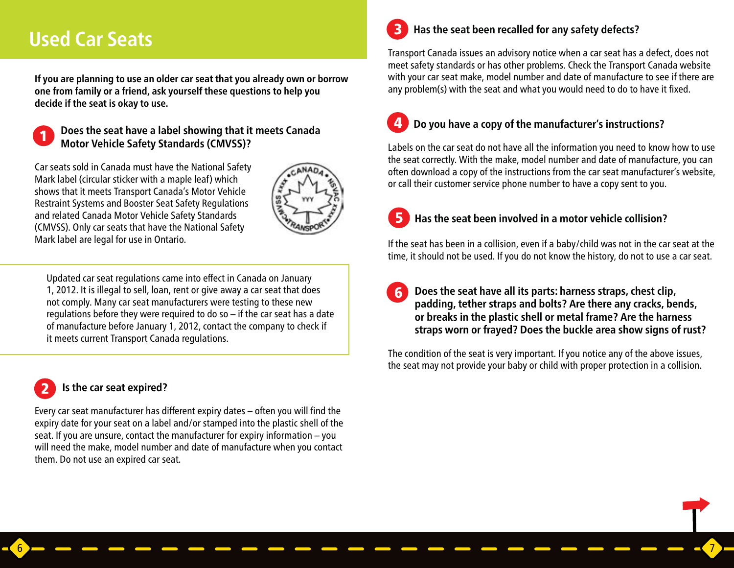# Used Car Seats

**If you are planning to use an older car seat that you already own or borrow one from family or a friend, ask yourself these questions to help you decide if the seat is okay to use.**

## 1 Does the seat have a label showing that it meets Canada Motor Vehicle Safety Standards (CMVSS)?

Car seats sold in Canada must have the National Safety Mark label (circular sticker with a maple leaf) which shows that it meets Transport Canada's Motor Vehicle Restraint Systems and Booster Seat Safety Regulations and related Canada Motor Vehicle Safety Standards (CMVSS). Only car seats that have the National Safety Mark label are legal for use in Ontario.

Updated car seat regulations came into effect in Canada on January 1, 2012. It is illegal to sell, loan, rent or give away a car seat that does not comply. Many car seat manufacturers were testing to these new regulations before they were required to do so – if the car seat has a date of manufacture before January 1, 2012, contact the company to check if it meets current Transport Canada regulations.

## 2 Is the car seat expired?

Every car seat manufacturer has different expiry dates – often you will find the expiry date for your seat on a label and/or stamped into the plastic shell of the seat. If you are unsure, contact the manufacturer for expiry information – you will need the make, model number and date of manufacture when you contact them. Do not use an expired car seat.

## 3 Has the seat been recalled for any safety defects?

Transport Canada issues an advisory notice when a car seat has a defect, does not meet safety standards or has other problems. Check the Transport Canada website with your car seat make, model number and date of manufacture to see if there are any problem(s) with the seat and what you would need to do to have it fixed.

## 4 Do you have a copy of the manufacturer's instructions?

Labels on the car seat do not have all the information you need to know how to use the seat correctly. With the make, model number and date of manufacture, you can often download a copy of the instructions from the car seat manufacturer's website, or call their customer service phone number to have a copy sent to you.

## 5 Has the seat been involved in a motor vehicle collision?

If the seat has been in a collision, even if a baby/child was not in the car seat at the time, it should not be used. If you do not know the history, do not to use a car seat.

## 6 Does the seat have all its parts: harness straps, chest clip, padding, tether straps and bolts? Are there any cracks, bends, or breaks in the plastic shell or metal frame? Are the harness straps worn or frayed? Does the buckle area show signs of rust?

The condition of the seat is very important. If you notice any of the above issues, the seat may not provide your baby or child with proper protection in a collision.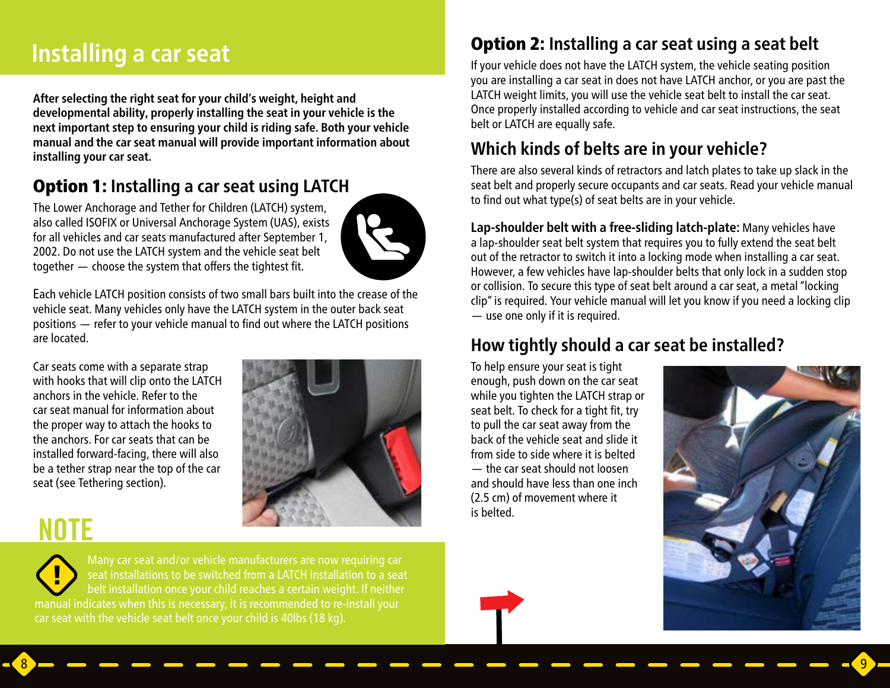# Installing a car seat

**After selecting the right seat for your child's weight, height and developmental ability, properly installing the seat in your vehicle is the next important step to ensuring your child is riding safe. Both your vehicle manual and the car seat manual will provide important information about installing your car seat.**

## Option 1: Installing a car seat using LATCH

The Lower Anchorage and Tether for Children (LATCH) system, also called ISOFIX or Universal Anchorage System (UAS), exists for all vehicles and car seats manufactured after September 1, 2002. Do not use the LATCH system and the vehicle seat belt together — choose the system that offers the tightest fit.

Each vehicle LATCH position consists of two small bars built into the crease of the vehicle seat. Many vehicles only have the LATCH system in the outer back seat positions — refer to your vehicle manual to find out where the LATCH positions are located.

Car seats come with a separate strap with hooks that will clip onto the LATCH anchors in the vehicle. Refer to the car seat manual for information about the proper way to attach the hooks to the anchors. For car seats that can be installed forward-facing, there will also be a tether strap near the top of the car seat (see Tethering section).

### NOTE

Many car seat and/or vehicle manufacturers are now requiring car seat installations to be switched from a LATCH installation to a seat belt installation once your child reaches a certain weight. If neither manual indicates when this is necessary, it is recommended to re-install your car seat with the vehicle seat belt once your child is 40lbs (18 kg).

## Option 2: Installing a car seat using a seat belt

If your vehicle does not have the LATCH system, the vehicle seating position you are installing a car seat in does not have LATCH anchor, or you are past the LATCH weight limits, you will use the vehicle seat belt to install the car seat. Once properly installed according to vehicle and car seat instructions, the seat belt or LATCH are equally safe.

## Which kinds of belts are in your vehicle?

There are also several kinds of retractors and latch plates to take up slack in the seat belt and properly secure occupants and car seats. Read your vehicle manual to find out what type(s) of seat belts are in your vehicle.

**Lap-shoulder belt with a free-sliding latch-plate:** Many vehicles have a lap-shoulder seat belt system that requires you to fully extend the seat belt out of the retractor to switch it into a locking mode when installing a car seat. However, a few vehicles have lap-shoulder belts that only lock in a sudden stop or collision. To secure this type of seat belt around a car seat, a metal "locking clip" is required. Your vehicle manual will let you know if you need a locking clip — use one only if it is required.

## How tightly should a car seat be installed?

To help ensure your seat is tight enough, push down on the car seat while you tighten the LATCH strap or seat belt. To check for a tight fit, try to pull the car seat away from the back of the vehicle seat and slide it from side to side where it is belted — the car seat should not loosen and should have less than one inch (2.5 cm) of movement where it is belted.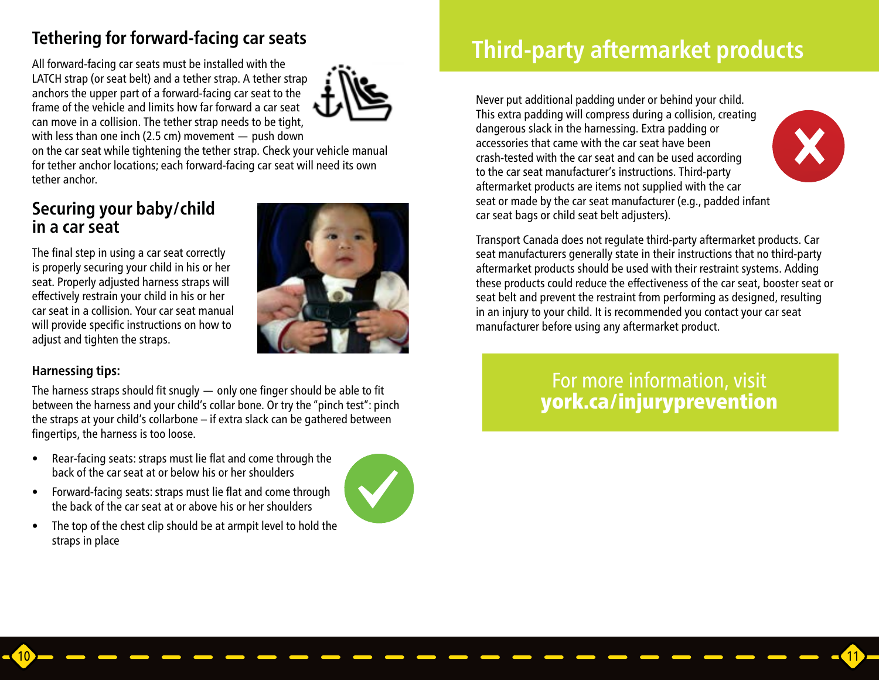## Tethering for forward-facing car seats

All forward-facing car seats must be installed with the LATCH strap (or seat belt) and a tether strap. A tether strap anchors the upper part of a forward-facing car seat to the frame of the vehicle and limits how far forward a car seat can move in a collision. The tether strap needs to be tight, with less than one inch (2.5 cm) movement — push down on the car seat while tightening the tether strap. Check your vehicle manual for tether anchor locations; each forward-facing car seat will need its own tether anchor.

## Securing your baby/child in a car seat

The final step in using a car seat correctly is properly securing your child in his or her seat. Properly adjusted harness straps will effectively restrain your child in his or her car seat in a collision. Your car seat manual will provide specific instructions on how to adjust and tighten the straps.

### Harnessing tips:

The harness straps should fit snugly — only one finger should be able to fit between the harness and your child's collar bone. Or try the "pinch test": pinch the straps at your child's collarbone – if extra slack can be gathered between fingertips, the harness is too loose.

- Rear-facing seats: straps must lie flat and come through the back of the car seat at or below his or her shoulders
- Forward-facing seats: straps must lie flat and come through the back of the car seat at or above his or her shoulders
- The top of the chest clip should be at armpit level to hold the straps in place

# Third-party aftermarket products

Never put additional padding under or behind your child. This extra padding will compress during a collision, creating dangerous slack in the harnessing. Extra padding or accessories that came with the car seat have been crash-tested with the car seat and can be used according to the car seat manufacturer's instructions. Third-party aftermarket products are items not supplied with the car seat or made by the car seat manufacturer (e.g., padded infant car seat bags or child seat belt adjusters).

Transport Canada does not regulate third-party aftermarket products. Car seat manufacturers generally state in their instructions that no third-party aftermarket products should be used with their restraint systems. Adding these products could reduce the effectiveness of the car seat, booster seat or seat belt and prevent the restraint from performing as designed, resulting in an injury to your child. It is recommended you contact your car seat manufacturer before using any aftermarket product.

For more information, visit
**york.ca/injuryprevention**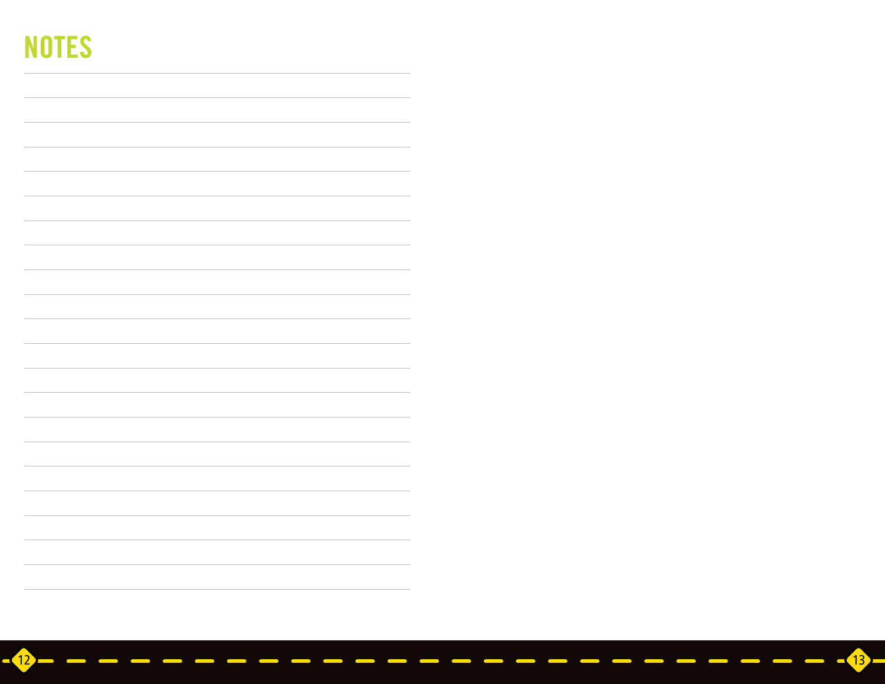# NOTES